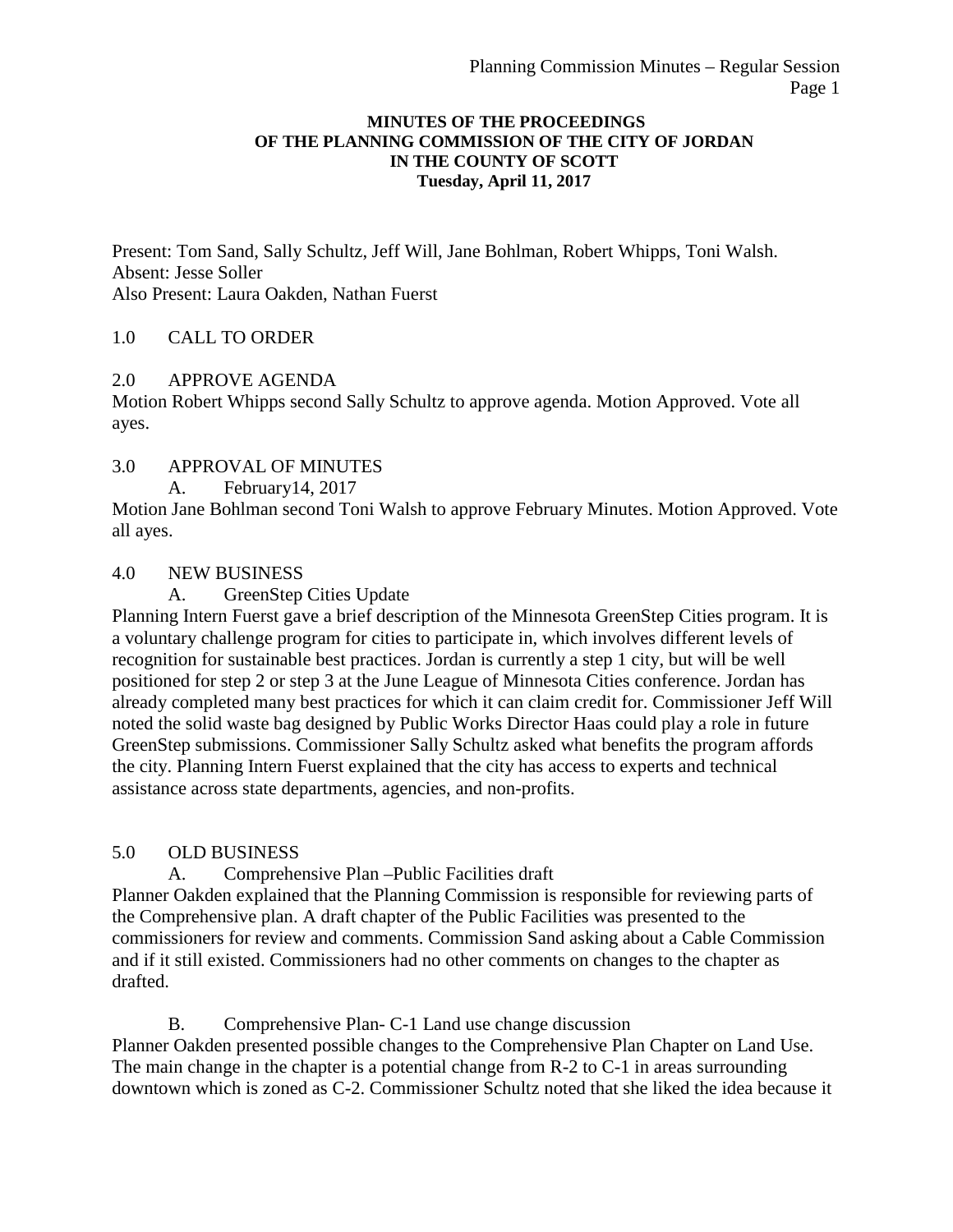**MINUTES OF THE PROCEEDINGS**
**OF THE PLANNING COMMISSION OF THE CITY OF JORDAN**
**IN THE COUNTY OF SCOTT**
**Tuesday, April 11, 2017**

Present: Tom Sand, Sally Schultz, Jeff Will, Jane Bohlman, Robert Whipps, Toni Walsh.
Absent: Jesse Soller
Also Present: Laura Oakden, Nathan Fuerst

1.0 CALL TO ORDER

2.0 APPROVE AGENDA

Motion Robert Whipps second Sally Schultz to approve agenda. Motion Approved. Vote all ayes.

3.0 APPROVAL OF MINUTES

A. February14, 2017

Motion Jane Bohlman second Toni Walsh to approve February Minutes. Motion Approved. Vote all ayes.

4.0 NEW BUSINESS

A. GreenStep Cities Update

Planning Intern Fuerst gave a brief description of the Minnesota GreenStep Cities program. It is a voluntary challenge program for cities to participate in, which involves different levels of recognition for sustainable best practices. Jordan is currently a step 1 city, but will be well positioned for step 2 or step 3 at the June League of Minnesota Cities conference. Jordan has already completed many best practices for which it can claim credit for. Commissioner Jeff Will noted the solid waste bag designed by Public Works Director Haas could play a role in future GreenStep submissions. Commissioner Sally Schultz asked what benefits the program affords the city. Planning Intern Fuerst explained that the city has access to experts and technical assistance across state departments, agencies, and non-profits.

5.0 OLD BUSINESS

A. Comprehensive Plan –Public Facilities draft

Planner Oakden explained that the Planning Commission is responsible for reviewing parts of the Comprehensive plan. A draft chapter of the Public Facilities was presented to the commissioners for review and comments. Commission Sand asking about a Cable Commission and if it still existed. Commissioners had no other comments on changes to the chapter as drafted.

B. Comprehensive Plan- C-1 Land use change discussion

Planner Oakden presented possible changes to the Comprehensive Plan Chapter on Land Use. The main change in the chapter is a potential change from R-2 to C-1 in areas surrounding downtown which is zoned as C-2. Commissioner Schultz noted that she liked the idea because it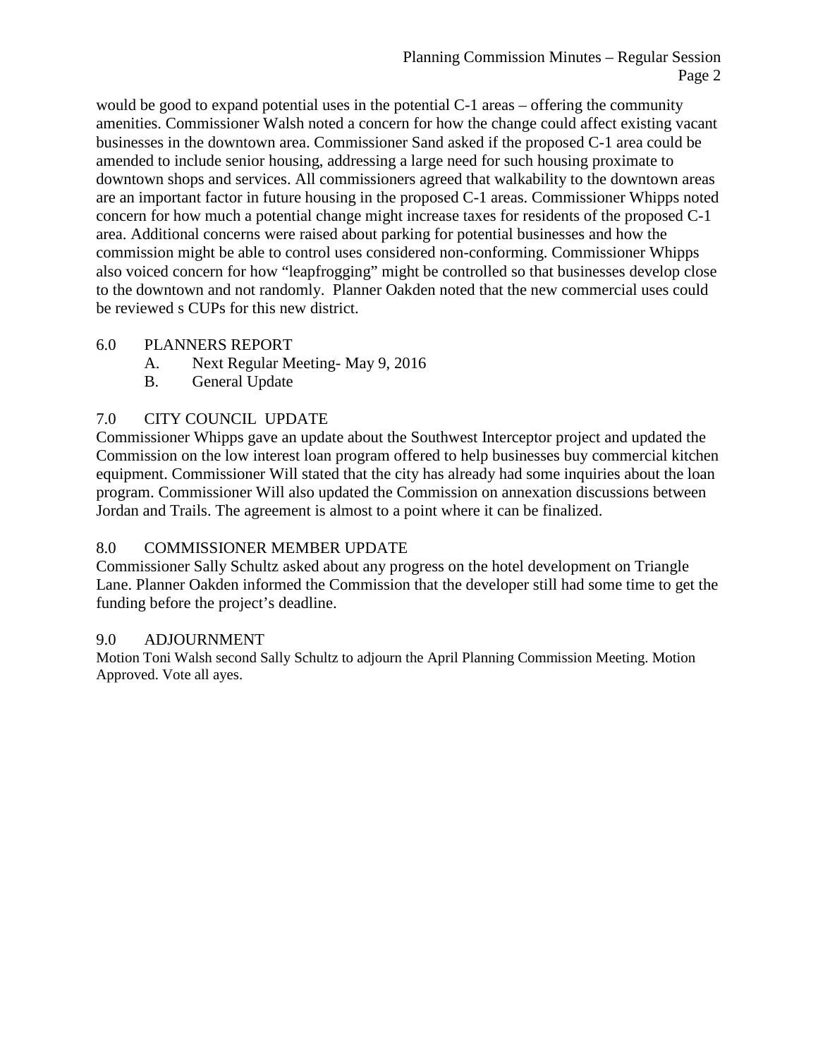would be good to expand potential uses in the potential C-1 areas – offering the community amenities. Commissioner Walsh noted a concern for how the change could affect existing vacant businesses in the downtown area. Commissioner Sand asked if the proposed C-1 area could be amended to include senior housing, addressing a large need for such housing proximate to downtown shops and services. All commissioners agreed that walkability to the downtown areas are an important factor in future housing in the proposed C-1 areas. Commissioner Whipps noted concern for how much a potential change might increase taxes for residents of the proposed C-1 area. Additional concerns were raised about parking for potential businesses and how the commission might be able to control uses considered non-conforming. Commissioner Whipps also voiced concern for how "leapfrogging" might be controlled so that businesses develop close to the downtown and not randomly. Planner Oakden noted that the new commercial uses could be reviewed s CUPs for this new district.

## 6.0 PLANNERS REPORT

A. Next Regular Meeting- May 9, 2016

B. General Update

## 7.0 CITY COUNCIL UPDATE

Commissioner Whipps gave an update about the Southwest Interceptor project and updated the Commission on the low interest loan program offered to help businesses buy commercial kitchen equipment. Commissioner Will stated that the city has already had some inquiries about the loan program. Commissioner Will also updated the Commission on annexation discussions between Jordan and Trails. The agreement is almost to a point where it can be finalized.

## 8.0 COMMISSIONER MEMBER UPDATE

Commissioner Sally Schultz asked about any progress on the hotel development on Triangle Lane. Planner Oakden informed the Commission that the developer still had some time to get the funding before the project's deadline.

## 9.0 ADJOURNMENT

Motion Toni Walsh second Sally Schultz to adjourn the April Planning Commission Meeting. Motion Approved. Vote all ayes.